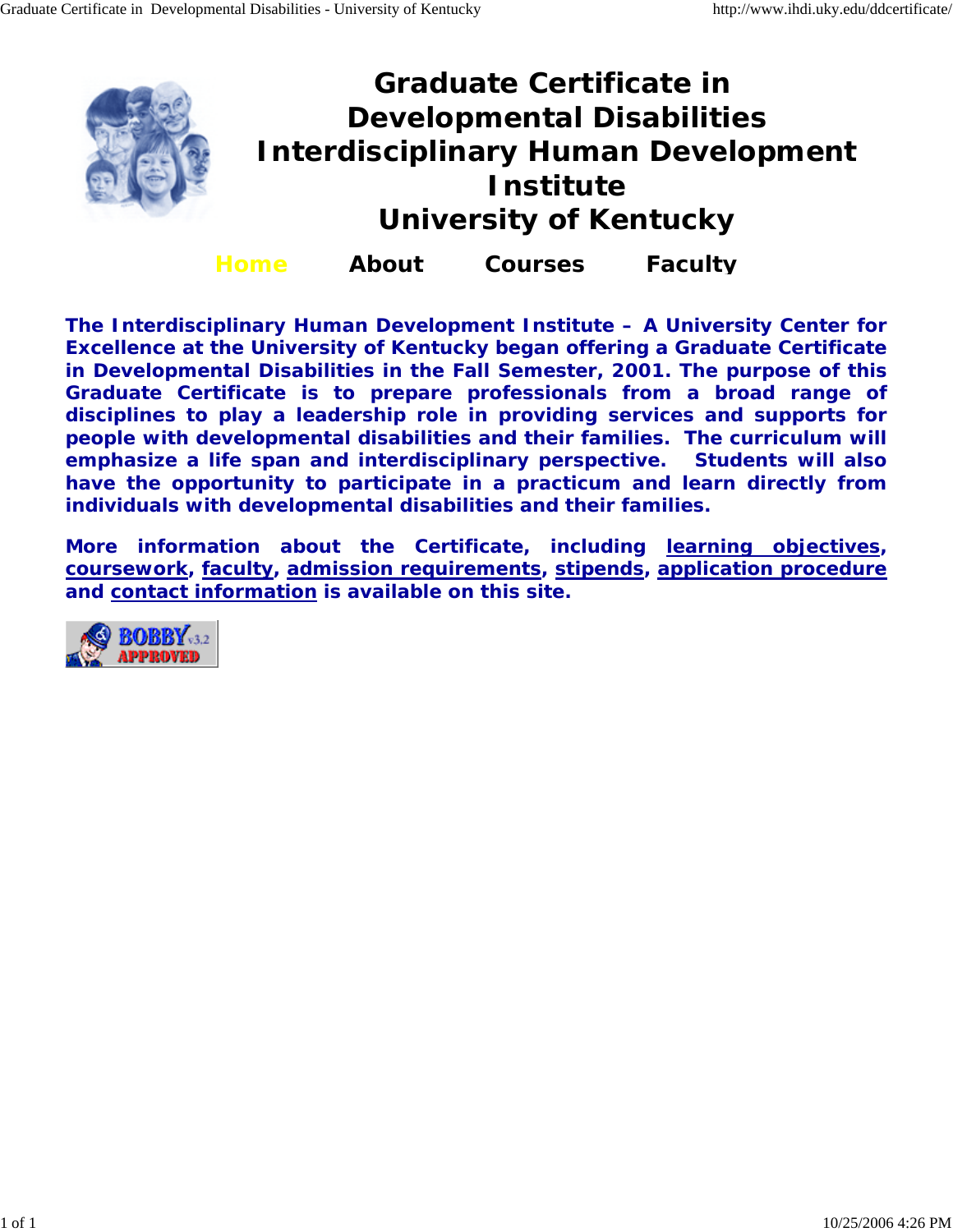# Graduate Certificate in Developmental Disabilities Interdisciplinary Human Development Institute University of Kentucky

Home About Courses Faculty

**The Interdisciplinary Human Development Institute – A University Center for Excellence at the University of Kentucky began offering a Graduate Certificate in Developmental Disabilities in the Fall Semester, 2001. The purpose of this Graduate Certificate is to prepare professionals from a broad range of disciplines to play a leadership role in providing services and supports for people with developmental disabilities and their families. The curriculum will emphasize a life span and interdisciplinary perspective. Students will also have the opportunity to participate in a practicum and learn directly from individuals with developmental disabilities and their families.**

**More information about the Certificate, including learning objectives, coursework, faculty, admission requirements, stipends, application procedure and contact information is available on this site.**

BOBBY v3.2 APPROVED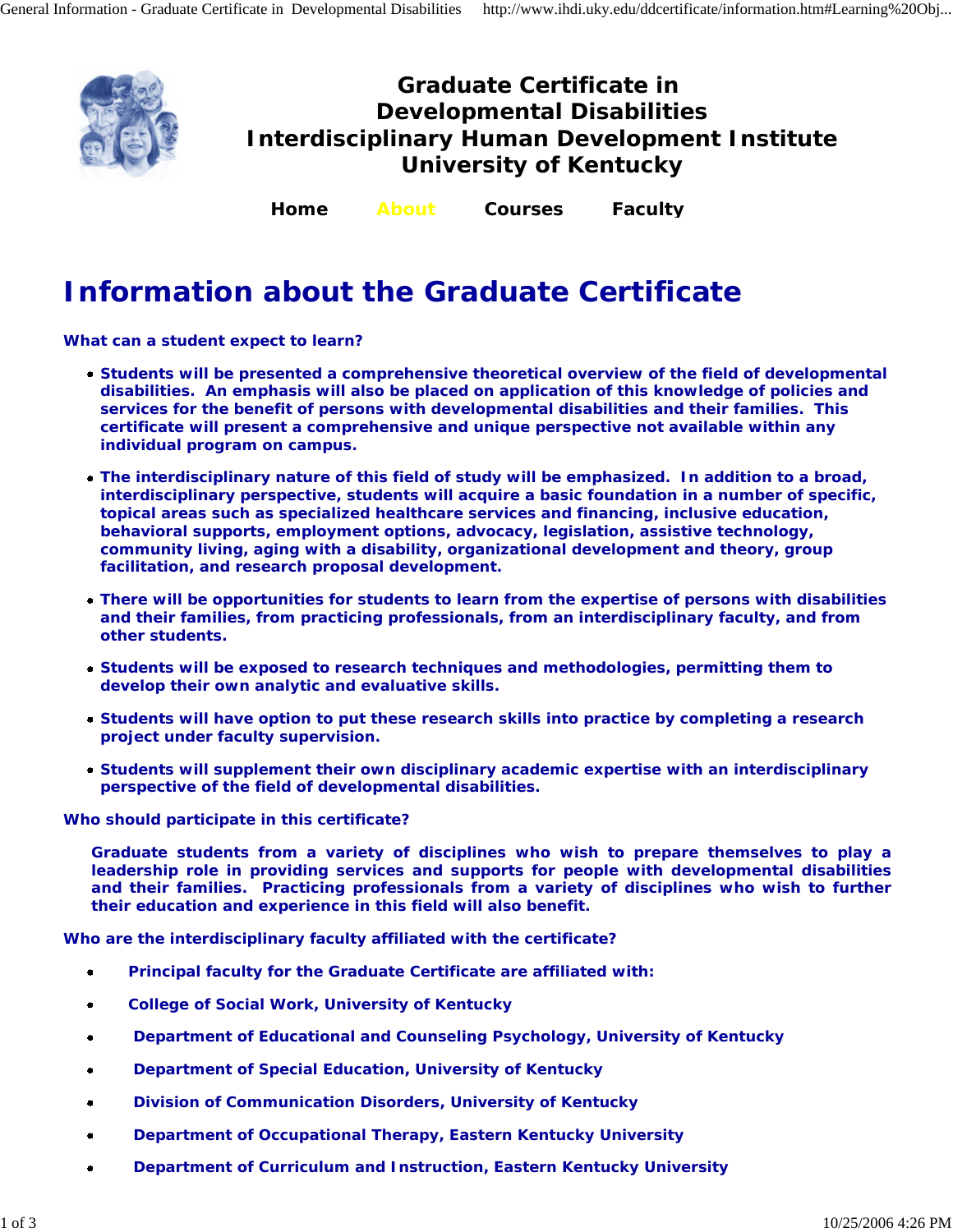# Graduate Certificate in Developmental Disabilities
# Interdisciplinary Human Development Institute
# University of Kentucky

**Home** **About** **Courses** **Faculty**

# Information about the Graduate Certificate

### What can a student expect to learn?

- **Students will be presented a comprehensive theoretical overview of the field of developmental disabilities. An emphasis will also be placed on application of this knowledge of policies and services for the benefit of persons with developmental disabilities and their families. This certificate will present a comprehensive and unique perspective not available within any individual program on campus.**
- **The interdisciplinary nature of this field of study will be emphasized. In addition to a broad, interdisciplinary perspective, students will acquire a basic foundation in a number of specific, topical areas such as specialized healthcare services and financing, inclusive education, behavioral supports, employment options, advocacy, legislation, assistive technology, community living, aging with a disability, organizational development and theory, group facilitation, and research proposal development.**
- **There will be opportunities for students to learn from the expertise of persons with disabilities and their families, from practicing professionals, from an interdisciplinary faculty, and from other students.**
- **Students will be exposed to research techniques and methodologies, permitting them to develop their own analytic and evaluative skills.**
- **Students will have option to put these research skills into practice by completing a research project under faculty supervision.**
- **Students will supplement their own disciplinary academic expertise with an interdisciplinary perspective of the field of developmental disabilities.**

### Who should participate in this certificate?

**Graduate students from a variety of disciplines who wish to prepare themselves to play a leadership role in providing services and supports for people with developmental disabilities and their families. Practicing professionals from a variety of disciplines who wish to further their education and experience in this field will also benefit.**

### Who are the interdisciplinary faculty affiliated with the certificate?

- **Principal faculty for the Graduate Certificate are affiliated with:**
- **College of Social Work, University of Kentucky**
- **Department of Educational and Counseling Psychology, University of Kentucky**
- **Department of Special Education, University of Kentucky**
- **Division of Communication Disorders, University of Kentucky**
- **Department of Occupational Therapy, Eastern Kentucky University**
- **Department of Curriculum and Instruction, Eastern Kentucky University**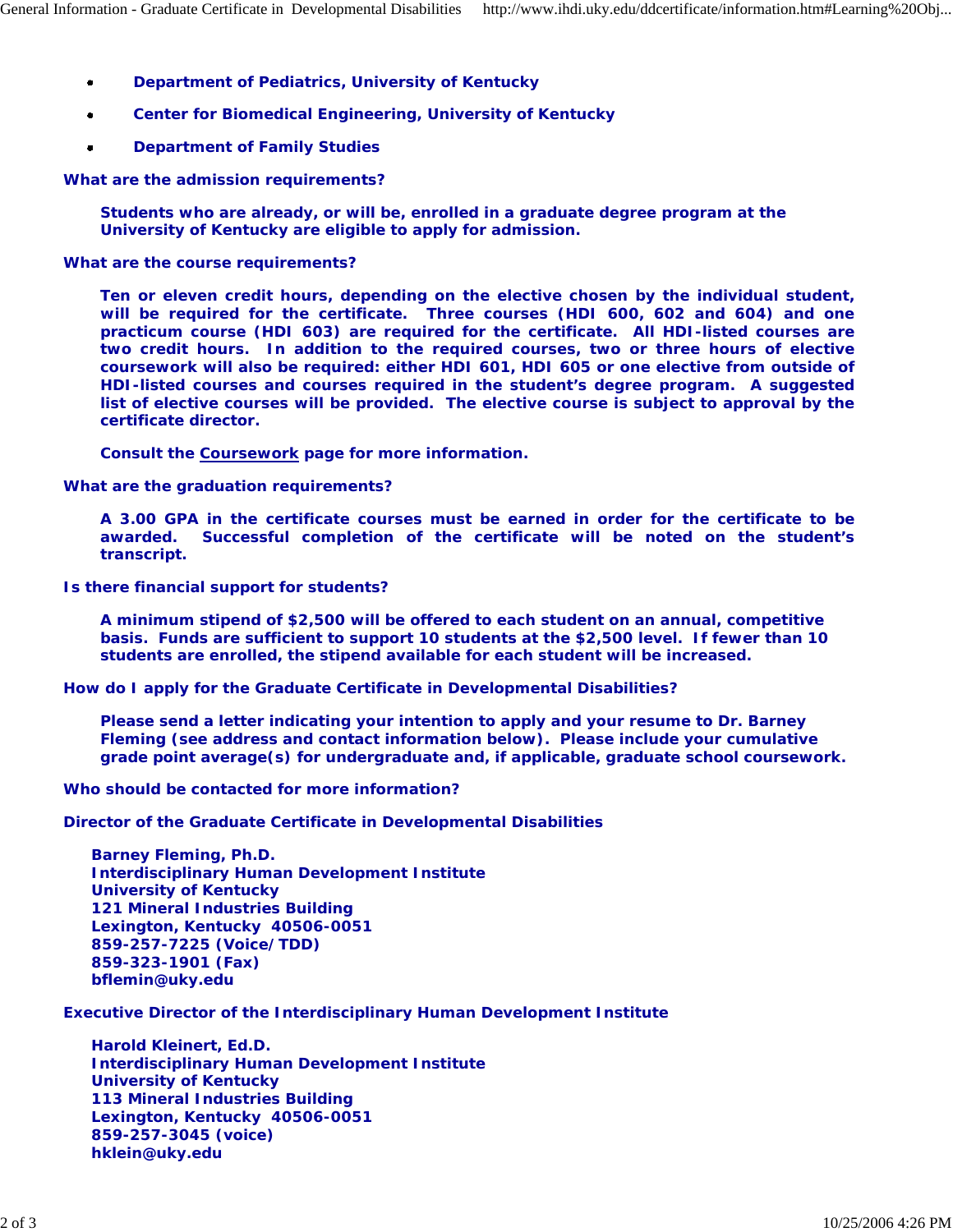- **Department of Pediatrics, University of Kentucky**
- **Center for Biomedical Engineering, University of Kentucky**
- **Department of Family Studies**

### What are the admission requirements?

**Students who are already, or will be, enrolled in a graduate degree program at the University of Kentucky are eligible to apply for admission.**

### What are the course requirements?

**Ten or eleven credit hours, depending on the elective chosen by the individual student, will be required for the certificate. Three courses (HDI 600, 602 and 604) and one practicum course (HDI 603) are required for the certificate. All HDI-listed courses are two credit hours. In addition to the required courses, two or three hours of elective coursework will also be required: either HDI 601, HDI 605 or one elective from outside of HDI-listed courses and courses required in the student's degree program. A suggested list of elective courses will be provided. The elective course is subject to approval by the certificate director.**

**Consult the Coursework page for more information.**

### What are the graduation requirements?

**A 3.00 GPA in the certificate courses must be earned in order for the certificate to be awarded. Successful completion of the certificate will be noted on the student's transcript.**

### Is there financial support for students?

**A minimum stipend of $2,500 will be offered to each student on an annual, competitive basis. Funds are sufficient to support 10 students at the $2,500 level. If fewer than 10 students are enrolled, the stipend available for each student will be increased.**

### How do I apply for the Graduate Certificate in Developmental Disabilities?

**Please send a letter indicating your intention to apply and your resume to Dr. Barney Fleming (see address and contact information below). Please include your cumulative grade point average(s) for undergraduate and, if applicable, graduate school coursework.**

### Who should be contacted for more information?

### Director of the Graduate Certificate in Developmental Disabilities

**Barney Fleming, Ph.D.**
**Interdisciplinary Human Development Institute**
**University of Kentucky**
**121 Mineral Industries Building**
**Lexington, Kentucky 40506-0051**
**859-257-7225 (Voice/TDD)**
**859-323-1901 (Fax)**
**bflemin@uky.edu**

### Executive Director of the Interdisciplinary Human Development Institute

**Harold Kleinert, Ed.D.**
**Interdisciplinary Human Development Institute**
**University of Kentucky**
**113 Mineral Industries Building**
**Lexington, Kentucky 40506-0051**
**859-257-3045 (voice)**
**hklein@uky.edu**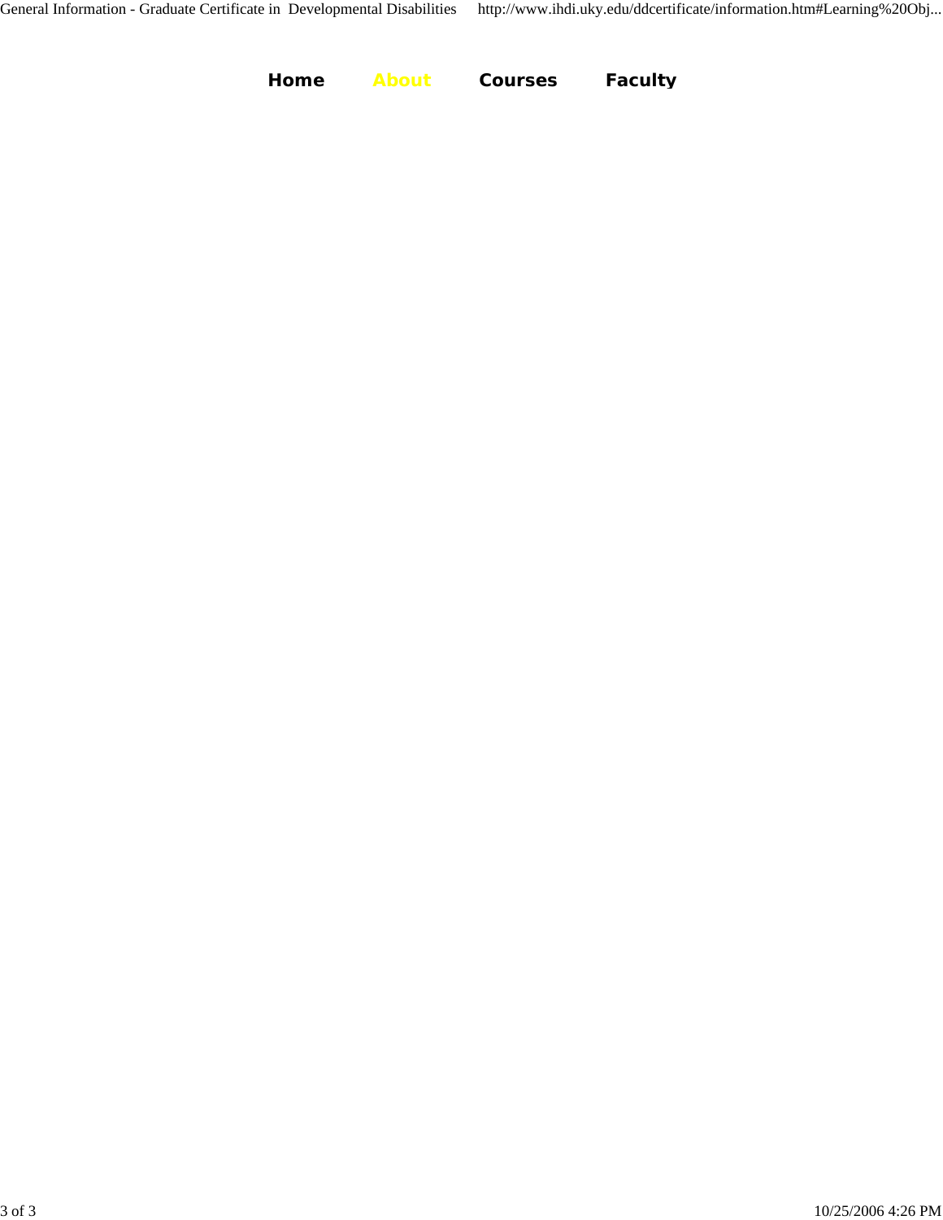**Home** **About** **Courses** **Faculty**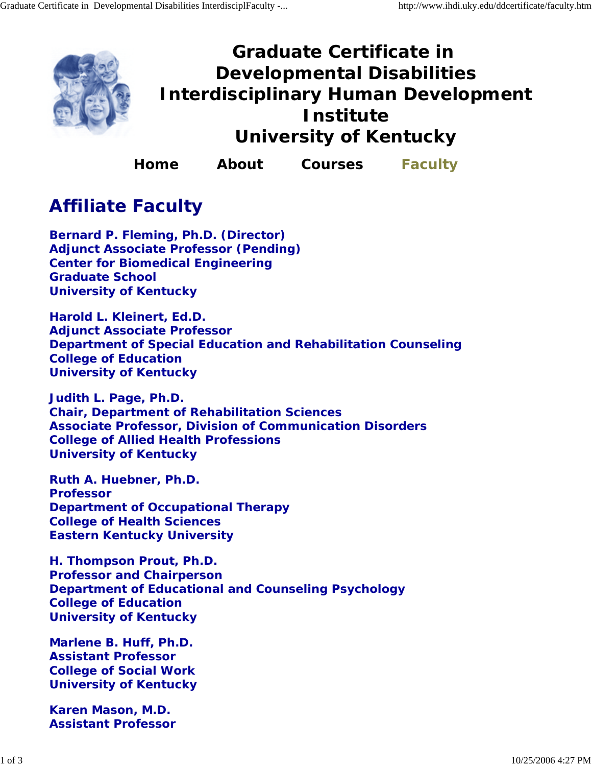# Graduate Certificate in Developmental Disabilities Interdisciplinary Human Development Institute University of Kentucky

**Home** **About** **Courses** **Faculty**

## Affiliate Faculty

**Bernard P. Fleming, Ph.D. (Director)**
**Adjunct Associate Professor (Pending)**
**Center for Biomedical Engineering**
**Graduate School**
**University of Kentucky**

**Harold L. Kleinert, Ed.D.**
**Adjunct Associate Professor**
**Department of Special Education and Rehabilitation Counseling**
**College of Education**
**University of Kentucky**

**Judith L. Page, Ph.D.**
**Chair, Department of Rehabilitation Sciences**
**Associate Professor, Division of Communication Disorders**
**College of Allied Health Professions**
**University of Kentucky**

**Ruth A. Huebner, Ph.D.**
**Professor**
**Department of Occupational Therapy**
**College of Health Sciences**
**Eastern Kentucky University**

**H. Thompson Prout, Ph.D.**
**Professor and Chairperson**
**Department of Educational and Counseling Psychology**
**College of Education**
**University of Kentucky**

**Marlene B. Huff, Ph.D.**
**Assistant Professor**
**College of Social Work**
**University of Kentucky**

**Karen Mason, M.D.**
**Assistant Professor**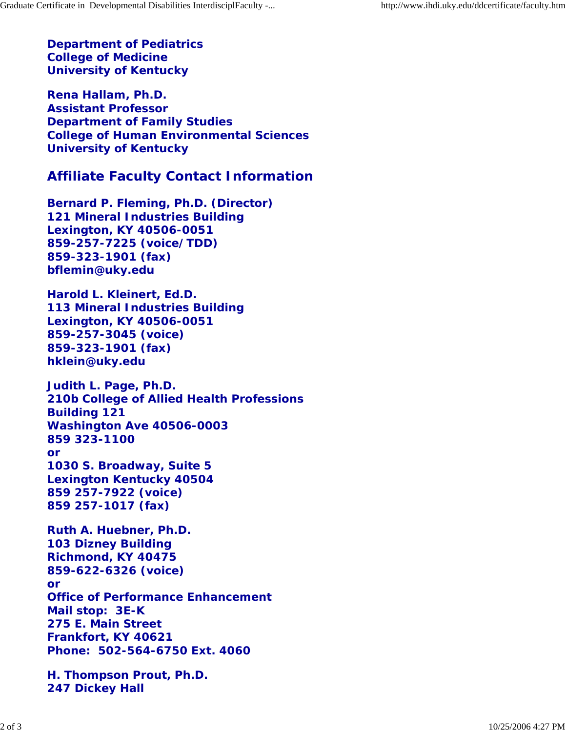**Department of Pediatrics**
**College of Medicine**
**University of Kentucky**

**Rena Hallam, Ph.D.**
**Assistant Professor**
**Department of Family Studies**
**College of Human Environmental Sciences**
**University of Kentucky**

## Affiliate Faculty Contact Information

**Bernard P. Fleming, Ph.D. (Director)**
**121 Mineral Industries Building**
**Lexington, KY 40506-0051**
**859-257-7225 (voice/TDD)**
**859-323-1901 (fax)**
**bflemin@uky.edu**

**Harold L. Kleinert, Ed.D.**
**113 Mineral Industries Building**
**Lexington, KY 40506-0051**
**859-257-3045 (voice)**
**859-323-1901 (fax)**
**hklein@uky.edu**

**Judith L. Page, Ph.D.**
**210b College of Allied Health Professions**
**Building 121**
**Washington Ave 40506-0003**
**859 323-1100**
**or**
**1030 S. Broadway, Suite 5**
**Lexington Kentucky 40504**
**859 257-7922 (voice)**
**859 257-1017 (fax)**

**Ruth A. Huebner, Ph.D.**
**103 Dizney Building**
**Richmond, KY 40475**
**859-622-6326 (voice)**
**or**
**Office of Performance Enhancement**
**Mail stop: 3E-K**
**275 E. Main Street**
**Frankfort, KY 40621**
**Phone: 502-564-6750 Ext. 4060**

**H. Thompson Prout, Ph.D.**
**247 Dickey Hall**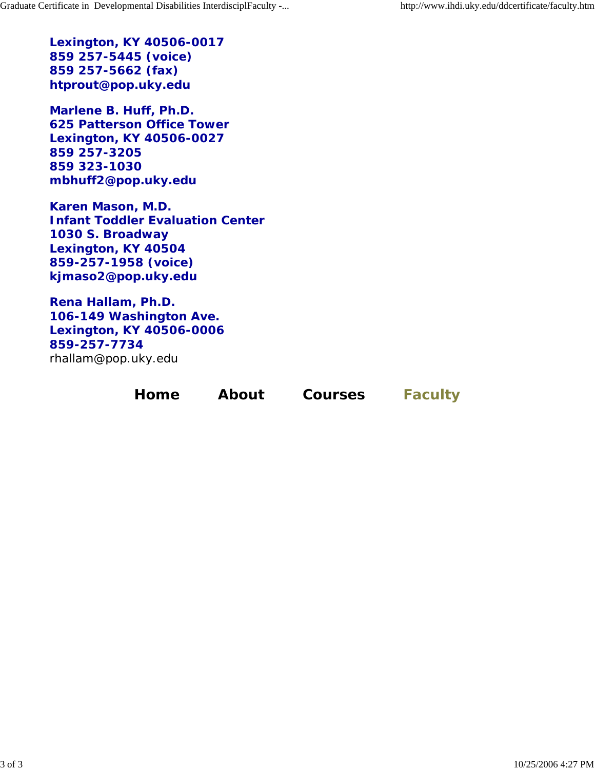**Lexington, KY 40506-0017**
**859 257-5445 (voice)**
**859 257-5662 (fax)**
**htprout@pop.uky.edu**

**Marlene B. Huff, Ph.D.**
**625 Patterson Office Tower**
**Lexington, KY 40506-0027**
**859 257-3205**
**859 323-1030**
**mbhuff2@pop.uky.edu**

**Karen Mason, M.D.**
**Infant Toddler Evaluation Center**
**1030 S. Broadway**
**Lexington, KY 40504**
**859-257-1958 (voice)**
**kjmaso2@pop.uky.edu**

**Rena Hallam, Ph.D.**
**106-149 Washington Ave.**
**Lexington, KY 40506-0006**
**859-257-7734**
rhallam@pop.uky.edu

**Home** **About** **Courses** **Faculty**